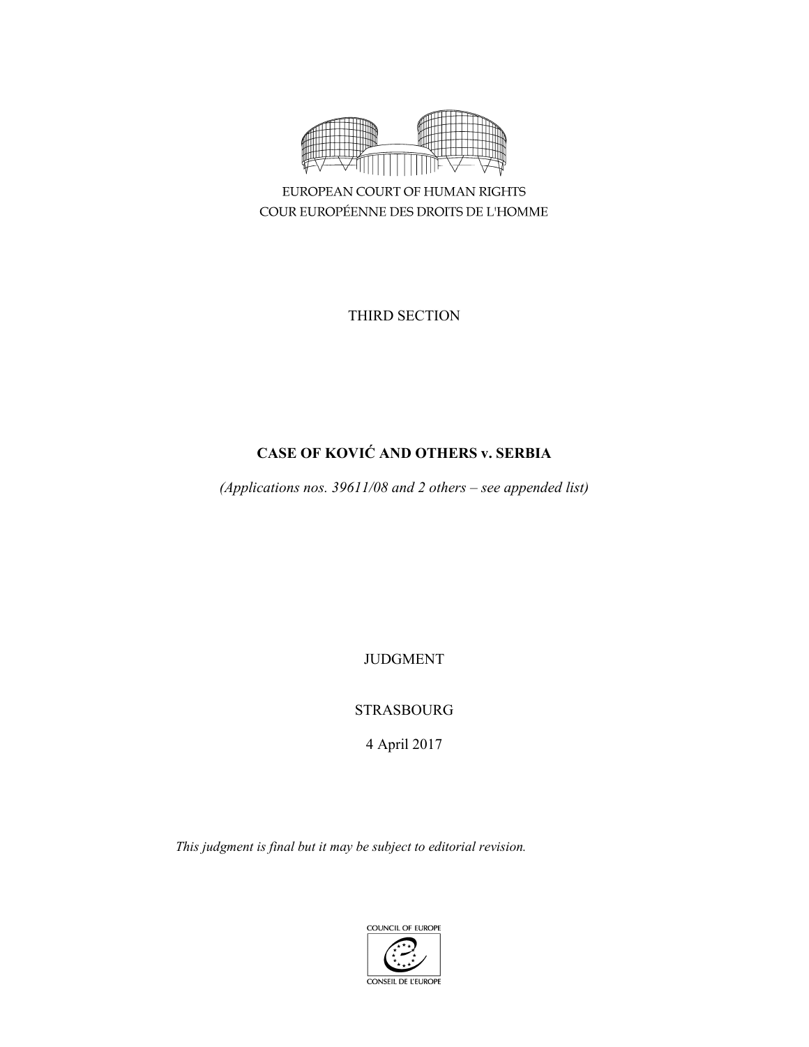EUROPEAN COURT OF HUMAN RIGHTS

COUR EUROPÉENNE DES DROITS DE L'HOMME

THIRD SECTION

# CASE OF KOVIĆ AND OTHERS v. SERBIA

*(Applications nos. 39611/08 and 2 others – see appended list)*

JUDGMENT

STRASBOURG

4 April 2017

*This judgment is final but it may be subject to editorial revision.*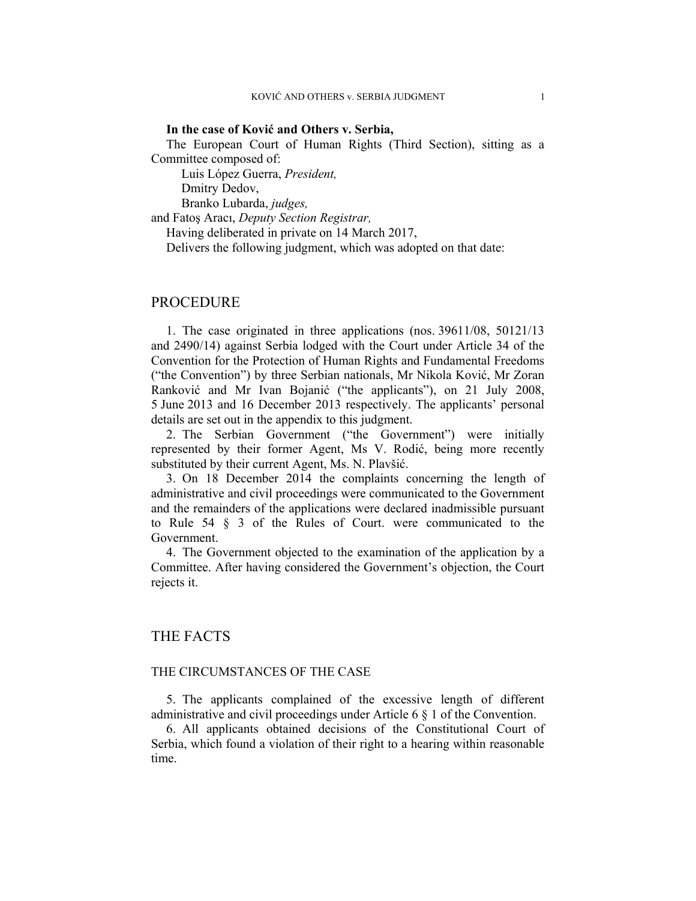**In the case of Ković and Others v. Serbia,**

The European Court of Human Rights (Third Section), sitting as a Committee composed of:

Luis López Guerra, *President,*
Dmitry Dedov,
Branko Lubarda, *judges,*
and Fatoş Aracı, *Deputy Section Registrar,*

Having deliberated in private on 14 March 2017,

Delivers the following judgment, which was adopted on that date:

## PROCEDURE

1. The case originated in three applications (nos. 39611/08, 50121/13 and 2490/14) against Serbia lodged with the Court under Article 34 of the Convention for the Protection of Human Rights and Fundamental Freedoms ("the Convention") by three Serbian nationals, Mr Nikola Ković, Mr Zoran Ranković and Mr Ivan Bojanić ("the applicants"), on 21 July 2008, 5 June 2013 and 16 December 2013 respectively. The applicants' personal details are set out in the appendix to this judgment.

2. The Serbian Government ("the Government") were initially represented by their former Agent, Ms V. Rodić, being more recently substituted by their current Agent, Ms. N. Plavšić.

3. On 18 December 2014 the complaints concerning the length of administrative and civil proceedings were communicated to the Government and the remainders of the applications were declared inadmissible pursuant to Rule 54 § 3 of the Rules of Court. were communicated to the Government.

4. The Government objected to the examination of the application by a Committee. After having considered the Government's objection, the Court rejects it.

## THE FACTS

### THE CIRCUMSTANCES OF THE CASE

5. The applicants complained of the excessive length of different administrative and civil proceedings under Article 6 § 1 of the Convention.

6. All applicants obtained decisions of the Constitutional Court of Serbia, which found a violation of their right to a hearing within reasonable time.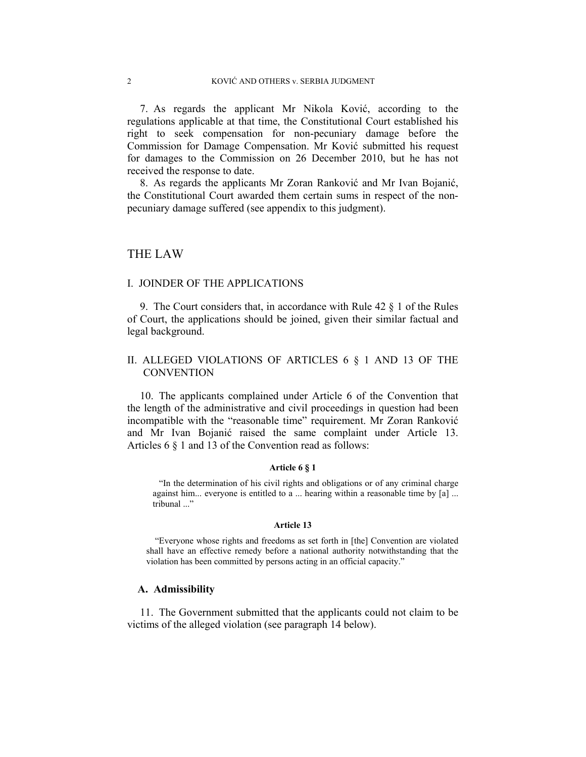7. As regards the applicant Mr Nikola Ković, according to the regulations applicable at that time, the Constitutional Court established his right to seek compensation for non-pecuniary damage before the Commission for Damage Compensation. Mr Ković submitted his request for damages to the Commission on 26 December 2010, but he has not received the response to date.

8. As regards the applicants Mr Zoran Ranković and Mr Ivan Bojanić, the Constitutional Court awarded them certain sums in respect of the non-pecuniary damage suffered (see appendix to this judgment).

# THE LAW

## I. JOINDER OF THE APPLICATIONS

9. The Court considers that, in accordance with Rule 42 § 1 of the Rules of Court, the applications should be joined, given their similar factual and legal background.

## II. ALLEGED VIOLATIONS OF ARTICLES 6 § 1 AND 13 OF THE CONVENTION

10. The applicants complained under Article 6 of the Convention that the length of the administrative and civil proceedings in question had been incompatible with the "reasonable time" requirement. Mr Zoran Ranković and Mr Ivan Bojanić raised the same complaint under Article 13. Articles 6 § 1 and 13 of the Convention read as follows:

**Article 6 § 1**

> "In the determination of his civil rights and obligations or of any criminal charge against him... everyone is entitled to a ... hearing within a reasonable time by [a] ... tribunal ..."

**Article 13**

> "Everyone whose rights and freedoms as set forth in [the] Convention are violated shall have an effective remedy before a national authority notwithstanding that the violation has been committed by persons acting in an official capacity."

### A. Admissibility

11. The Government submitted that the applicants could not claim to be victims of the alleged violation (see paragraph 14 below).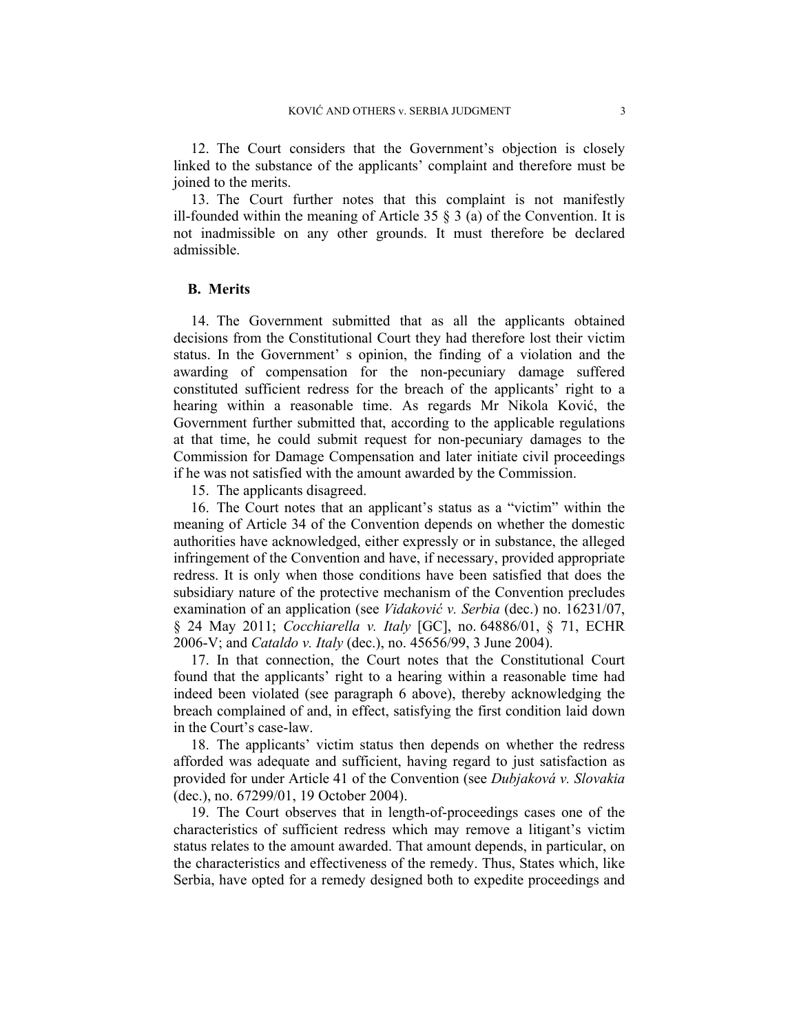12. The Court considers that the Government's objection is closely linked to the substance of the applicants' complaint and therefore must be joined to the merits.

13. The Court further notes that this complaint is not manifestly ill-founded within the meaning of Article 35 § 3 (a) of the Convention. It is not inadmissible on any other grounds. It must therefore be declared admissible.

### B. Merits

14. The Government submitted that as all the applicants obtained decisions from the Constitutional Court they had therefore lost their victim status. In the Government' s opinion, the finding of a violation and the awarding of compensation for the non-pecuniary damage suffered constituted sufficient redress for the breach of the applicants' right to a hearing within a reasonable time. As regards Mr Nikola Ković, the Government further submitted that, according to the applicable regulations at that time, he could submit request for non-pecuniary damages to the Commission for Damage Compensation and later initiate civil proceedings if he was not satisfied with the amount awarded by the Commission.

15. The applicants disagreed.

16. The Court notes that an applicant's status as a "victim" within the meaning of Article 34 of the Convention depends on whether the domestic authorities have acknowledged, either expressly or in substance, the alleged infringement of the Convention and have, if necessary, provided appropriate redress. It is only when those conditions have been satisfied that does the subsidiary nature of the protective mechanism of the Convention precludes examination of an application (see *Vidaković v. Serbia* (dec.) no. 16231/07, § 24 May 2011; *Cocchiarella v. Italy* [GC], no. 64886/01, § 71, ECHR 2006-V; and *Cataldo v. Italy* (dec.), no. 45656/99, 3 June 2004).

17. In that connection, the Court notes that the Constitutional Court found that the applicants' right to a hearing within a reasonable time had indeed been violated (see paragraph 6 above), thereby acknowledging the breach complained of and, in effect, satisfying the first condition laid down in the Court's case-law.

18. The applicants' victim status then depends on whether the redress afforded was adequate and sufficient, having regard to just satisfaction as provided for under Article 41 of the Convention (see *Dubjaková v. Slovakia* (dec.), no. 67299/01, 19 October 2004).

19. The Court observes that in length-of-proceedings cases one of the characteristics of sufficient redress which may remove a litigant's victim status relates to the amount awarded. That amount depends, in particular, on the characteristics and effectiveness of the remedy. Thus, States which, like Serbia, have opted for a remedy designed both to expedite proceedings and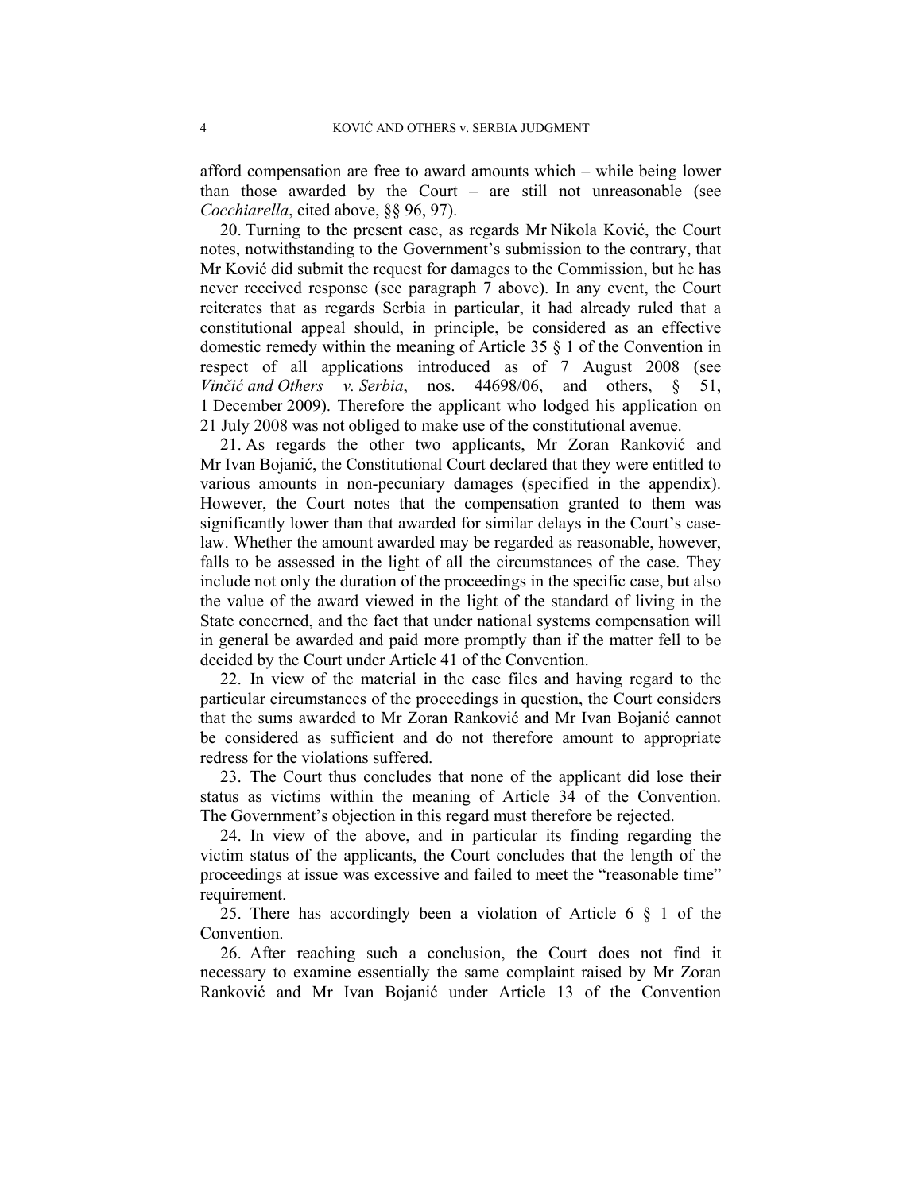afford compensation are free to award amounts which – while being lower than those awarded by the Court – are still not unreasonable (see *Cocchiarella*, cited above, §§ 96, 97).

20. Turning to the present case, as regards Mr Nikola Ković, the Court notes, notwithstanding to the Government's submission to the contrary, that Mr Ković did submit the request for damages to the Commission, but he has never received response (see paragraph 7 above). In any event, the Court reiterates that as regards Serbia in particular, it had already ruled that a constitutional appeal should, in principle, be considered as an effective domestic remedy within the meaning of Article 35 § 1 of the Convention in respect of all applications introduced as of 7 August 2008 (see *Vinčić and Others v. Serbia*, nos. 44698/06, and others, § 51, 1 December 2009). Therefore the applicant who lodged his application on 21 July 2008 was not obliged to make use of the constitutional avenue.

21. As regards the other two applicants, Mr Zoran Ranković and Mr Ivan Bojanić, the Constitutional Court declared that they were entitled to various amounts in non-pecuniary damages (specified in the appendix). However, the Court notes that the compensation granted to them was significantly lower than that awarded for similar delays in the Court's case-law. Whether the amount awarded may be regarded as reasonable, however, falls to be assessed in the light of all the circumstances of the case. They include not only the duration of the proceedings in the specific case, but also the value of the award viewed in the light of the standard of living in the State concerned, and the fact that under national systems compensation will in general be awarded and paid more promptly than if the matter fell to be decided by the Court under Article 41 of the Convention.

22. In view of the material in the case files and having regard to the particular circumstances of the proceedings in question, the Court considers that the sums awarded to Mr Zoran Ranković and Mr Ivan Bojanić cannot be considered as sufficient and do not therefore amount to appropriate redress for the violations suffered.

23. The Court thus concludes that none of the applicant did lose their status as victims within the meaning of Article 34 of the Convention. The Government's objection in this regard must therefore be rejected.

24. In view of the above, and in particular its finding regarding the victim status of the applicants, the Court concludes that the length of the proceedings at issue was excessive and failed to meet the "reasonable time" requirement.

25. There has accordingly been a violation of Article 6 § 1 of the Convention.

26. After reaching such a conclusion, the Court does not find it necessary to examine essentially the same complaint raised by Mr Zoran Ranković and Mr Ivan Bojanić under Article 13 of the Convention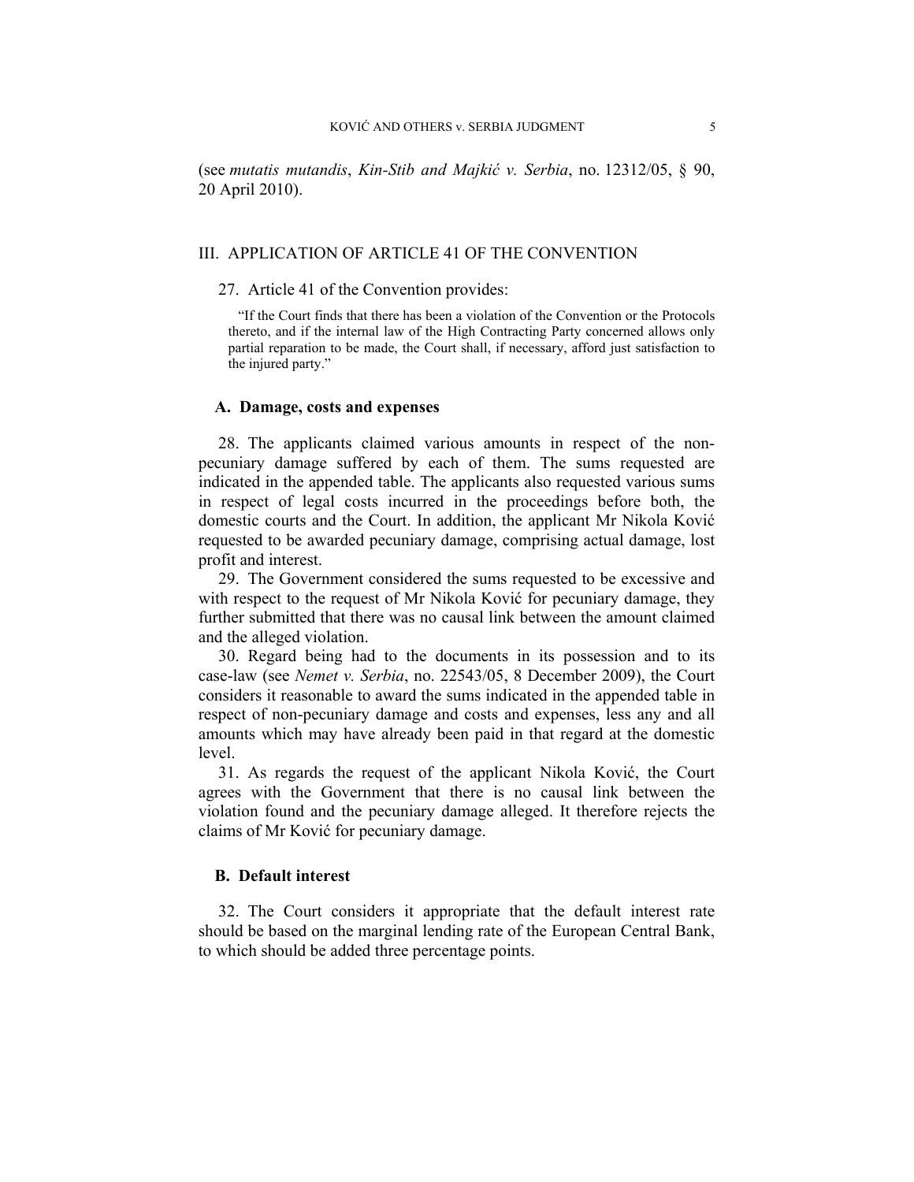(see *mutatis mutandis*, *Kin-Stib and Majkić v. Serbia*, no. 12312/05, § 90, 20 April 2010).

## III. APPLICATION OF ARTICLE 41 OF THE CONVENTION

27. Article 41 of the Convention provides:

> "If the Court finds that there has been a violation of the Convention or the Protocols thereto, and if the internal law of the High Contracting Party concerned allows only partial reparation to be made, the Court shall, if necessary, afford just satisfaction to the injured party."

### A. Damage, costs and expenses

28. The applicants claimed various amounts in respect of the non-pecuniary damage suffered by each of them. The sums requested are indicated in the appended table. The applicants also requested various sums in respect of legal costs incurred in the proceedings before both, the domestic courts and the Court. In addition, the applicant Mr Nikola Ković requested to be awarded pecuniary damage, comprising actual damage, lost profit and interest.

29. The Government considered the sums requested to be excessive and with respect to the request of Mr Nikola Ković for pecuniary damage, they further submitted that there was no causal link between the amount claimed and the alleged violation.

30. Regard being had to the documents in its possession and to its case-law (see *Nemet v. Serbia*, no. 22543/05, 8 December 2009), the Court considers it reasonable to award the sums indicated in the appended table in respect of non-pecuniary damage and costs and expenses, less any and all amounts which may have already been paid in that regard at the domestic level.

31. As regards the request of the applicant Nikola Ković, the Court agrees with the Government that there is no causal link between the violation found and the pecuniary damage alleged. It therefore rejects the claims of Mr Ković for pecuniary damage.

### B. Default interest

32. The Court considers it appropriate that the default interest rate should be based on the marginal lending rate of the European Central Bank, to which should be added three percentage points.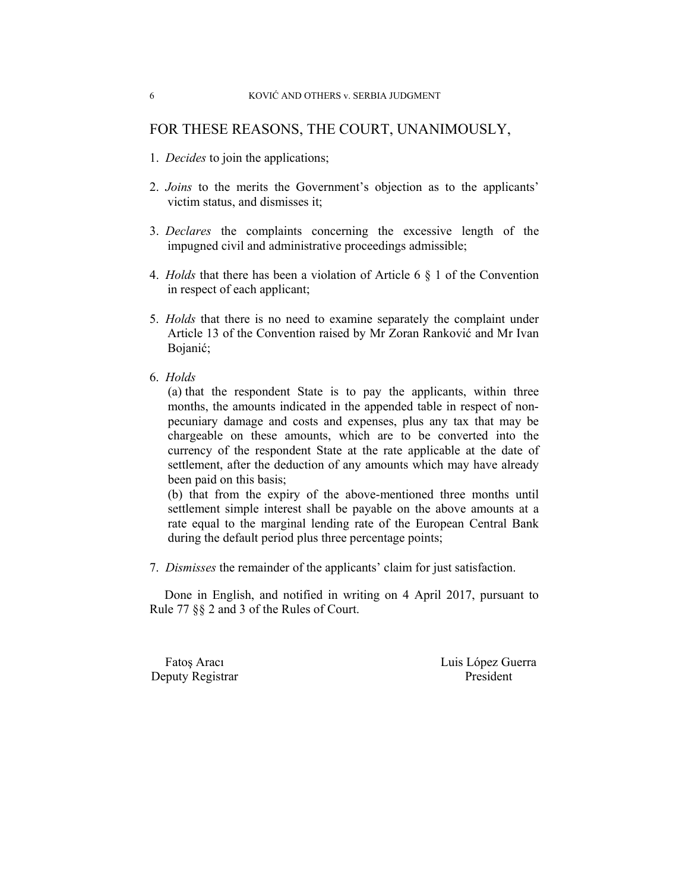## FOR THESE REASONS, THE COURT, UNANIMOUSLY,

1. *Decides* to join the applications;

2. *Joins* to the merits the Government's objection as to the applicants' victim status, and dismisses it;

3. *Declares* the complaints concerning the excessive length of the impugned civil and administrative proceedings admissible;

4. *Holds* that there has been a violation of Article 6 § 1 of the Convention in respect of each applicant;

5. *Holds* that there is no need to examine separately the complaint under Article 13 of the Convention raised by Mr Zoran Ranković and Mr Ivan Bojanić;

6. *Holds*

   (a) that the respondent State is to pay the applicants, within three months, the amounts indicated in the appended table in respect of non-pecuniary damage and costs and expenses, plus any tax that may be chargeable on these amounts, which are to be converted into the currency of the respondent State at the rate applicable at the date of settlement, after the deduction of any amounts which may have already been paid on this basis;

   (b) that from the expiry of the above-mentioned three months until settlement simple interest shall be payable on the above amounts at a rate equal to the marginal lending rate of the European Central Bank during the default period plus three percentage points;

7. *Dismisses* the remainder of the applicants' claim for just satisfaction.

Done in English, and notified in writing on 4 April 2017, pursuant to Rule 77 §§ 2 and 3 of the Rules of Court.

Fatoş Aracı
Deputy Registrar

Luis López Guerra
President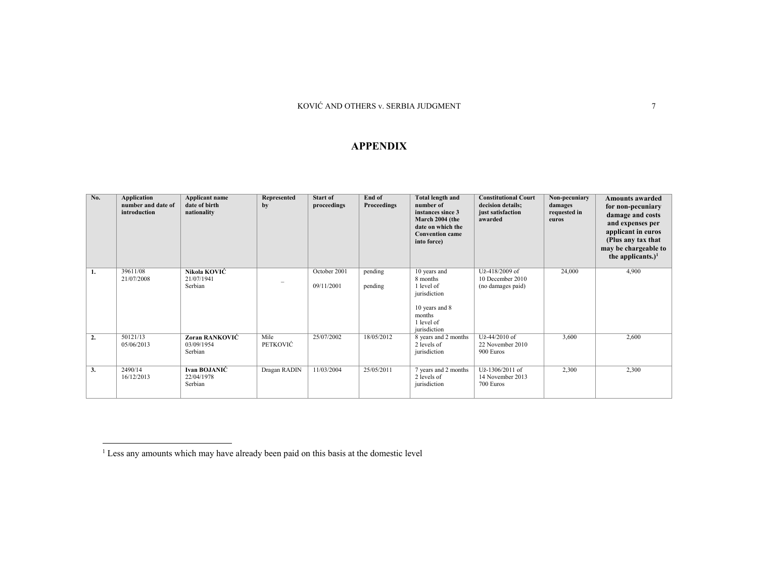# APPENDIX

| No. | Application number and date of introduction | Applicant name date of birth nationality | Represented by | Start of proceedings | End of Proceedings | Total length and number of instances since 3 March 2004 (the date on which the Convention came into force) | Constitutional Court decision details; just satisfaction awarded | Non-pecuniary damages requested in euros | Amounts awarded for non-pecuniary damage and costs and expenses per applicant in euros (Plus any tax that may be chargeable to the applicants.)[1] |
|---|---|---|---|---|---|---|---|---|---|
| 1. | 39611/08 21/07/2008 | **Nikola KOVIĆ** 21/07/1941 Serbian | – | October 2001 09/11/2001 | pending pending | 10 years and 8 months 1 level of jurisdiction 10 years and 8 months 1 level of jurisdiction | Už-418/2009 of 10 December 2010 (no damages paid) | 24,000 | 4,900 |
| 2. | 50121/13 05/06/2013 | **Zoran RANKOVIĆ** 03/09/1954 Serbian | Mile PETKOVIĆ | 25/07/2002 | 18/05/2012 | 8 years and 2 months 2 levels of jurisdiction | Už-44/2010 of 22 November 2010 900 Euros | 3,600 | 2,600 |
| 3. | 2490/14 16/12/2013 | **Ivan BOJANIĆ** 22/04/1978 Serbian | Dragan RADIN | 11/03/2004 | 25/05/2011 | 7 years and 2 months 2 levels of jurisdiction | Už-1306/2011 of 14 November 2013 700 Euros | 2,300 | 2,300 |

[1] Less any amounts which may have already been paid on this basis at the domestic level